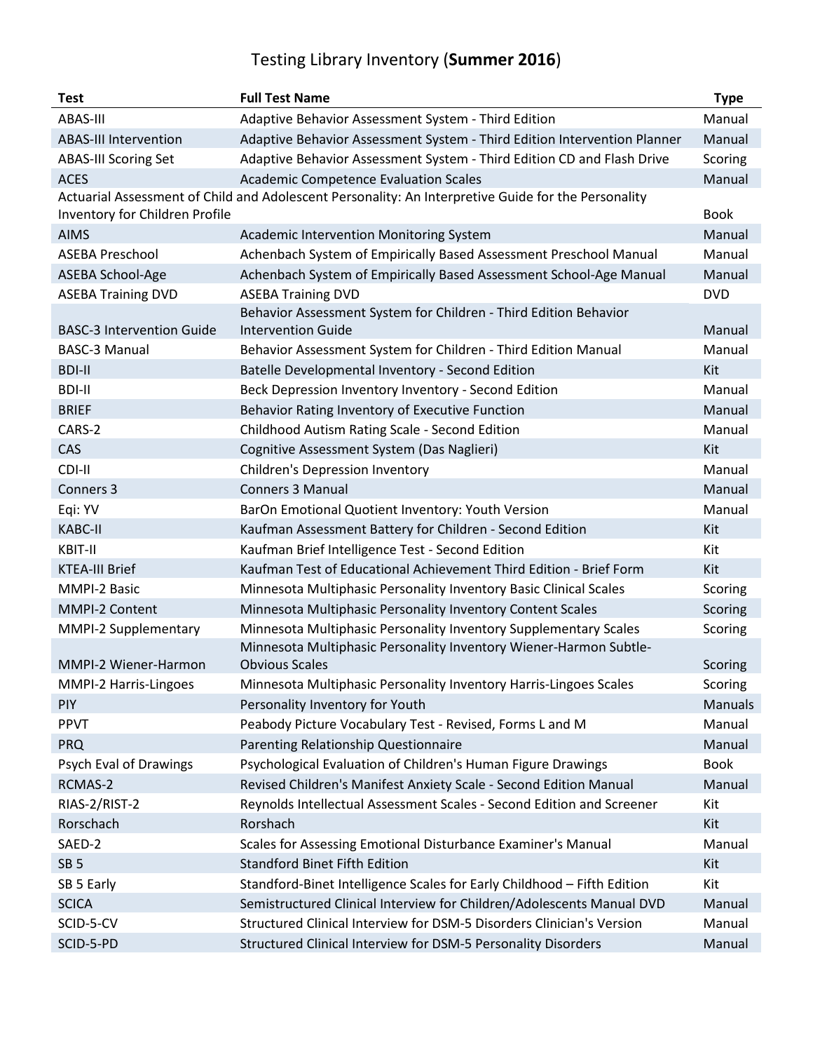# Testing Library Inventory (**Summer 2016**)

| Test | Full Test Name | Type |
|---|---|---|
| ABAS-III | Adaptive Behavior Assessment System - Third Edition | Manual |
| ABAS-III Intervention | Adaptive Behavior Assessment System - Third Edition Intervention Planner | Manual |
| ABAS-III Scoring Set | Adaptive Behavior Assessment System - Third Edition CD and Flash Drive | Scoring |
| ACES | Academic Competence Evaluation Scales | Manual |
| Actuarial Assessment of Child and Adolescent Personality: An Interpretive Guide for the Personality Inventory for Children Profile | | Book |
| AIMS | Academic Intervention Monitoring System | Manual |
| ASEBA Preschool | Achenbach System of Empirically Based Assessment Preschool Manual | Manual |
| ASEBA School-Age | Achenbach System of Empirically Based Assessment School-Age Manual | Manual |
| ASEBA Training DVD | ASEBA Training DVD | DVD |
| BASC-3 Intervention Guide | Behavior Assessment System for Children - Third Edition Behavior Intervention Guide | Manual |
| BASC-3 Manual | Behavior Assessment System for Children - Third Edition Manual | Manual |
| BDI-II | Batelle Developmental Inventory - Second Edition | Kit |
| BDI-II | Beck Depression Inventory Inventory - Second Edition | Manual |
| BRIEF | Behavior Rating Inventory of Executive Function | Manual |
| CARS-2 | Childhood Autism Rating Scale - Second Edition | Manual |
| CAS | Cognitive Assessment System (Das Naglieri) | Kit |
| CDI-II | Children's Depression Inventory | Manual |
| Conners 3 | Conners 3 Manual | Manual |
| Eqi: YV | BarOn Emotional Quotient Inventory: Youth Version | Manual |
| KABC-II | Kaufman Assessment Battery for Children - Second Edition | Kit |
| KBIT-II | Kaufman Brief Intelligence Test - Second Edition | Kit |
| KTEA-III Brief | Kaufman Test of Educational Achievement Third Edition - Brief Form | Kit |
| MMPI-2 Basic | Minnesota Multiphasic Personality Inventory Basic Clinical Scales | Scoring |
| MMPI-2 Content | Minnesota Multiphasic Personality Inventory Content Scales | Scoring |
| MMPI-2 Supplementary | Minnesota Multiphasic Personality Inventory Supplementary Scales | Scoring |
| MMPI-2 Wiener-Harmon | Minnesota Multiphasic Personality Inventory Wiener-Harmon Subtle-Obvious Scales | Scoring |
| MMPI-2 Harris-Lingoes | Minnesota Multiphasic Personality Inventory Harris-Lingoes Scales | Scoring |
| PIY | Personality Inventory for Youth | Manuals |
| PPVT | Peabody Picture Vocabulary Test - Revised, Forms L and M | Manual |
| PRQ | Parenting Relationship Questionnaire | Manual |
| Psych Eval of Drawings | Psychological Evaluation of Children's Human Figure Drawings | Book |
| RCMAS-2 | Revised Children's Manifest Anxiety Scale - Second Edition Manual | Manual |
| RIAS-2/RIST-2 | Reynolds Intellectual Assessment Scales - Second Edition and Screener | Kit |
| Rorschach | Rorshach | Kit |
| SAED-2 | Scales for Assessing Emotional Disturbance Examiner's Manual | Manual |
| SB 5 | Standford Binet Fifth Edition | Kit |
| SB 5 Early | Standford-Binet Intelligence Scales for Early Childhood – Fifth Edition | Kit |
| SCICA | Semistructured Clinical Interview for Children/Adolescents Manual DVD | Manual |
| SCID-5-CV | Structured Clinical Interview for DSM-5 Disorders Clinician's Version | Manual |
| SCID-5-PD | Structured Clinical Interview for DSM-5 Personality Disorders | Manual |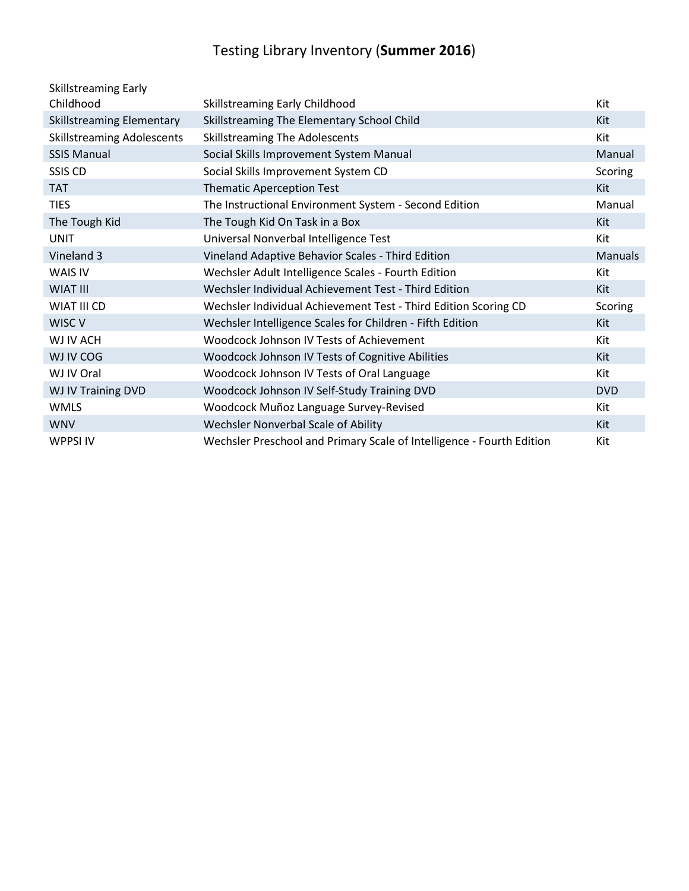# Testing Library Inventory (**Summer 2016**)

| | | |
|---|---|---|
| Skillstreaming Early Childhood | Skillstreaming Early Childhood | Kit |
| Skillstreaming Elementary | Skillstreaming The Elementary School Child | Kit |
| Skillstreaming Adolescents | Skillstreaming The Adolescents | Kit |
| SSIS Manual | Social Skills Improvement System Manual | Manual |
| SSIS CD | Social Skills Improvement System CD | Scoring |
| TAT | Thematic Aperception Test | Kit |
| TIES | The Instructional Environment System - Second Edition | Manual |
| The Tough Kid | The Tough Kid On Task in a Box | Kit |
| UNIT | Universal Nonverbal Intelligence Test | Kit |
| Vineland 3 | Vineland Adaptive Behavior Scales - Third Edition | Manuals |
| WAIS IV | Wechsler Adult Intelligence Scales - Fourth Edition | Kit |
| WIAT III | Wechsler Individual Achievement Test - Third Edition | Kit |
| WIAT III CD | Wechsler Individual Achievement Test - Third Edition Scoring CD | Scoring |
| WISC V | Wechsler Intelligence Scales for Children - Fifth Edition | Kit |
| WJ IV ACH | Woodcock Johnson IV Tests of Achievement | Kit |
| WJ IV COG | Woodcock Johnson IV Tests of Cognitive Abilities | Kit |
| WJ IV Oral | Woodcock Johnson IV Tests of Oral Language | Kit |
| WJ IV Training DVD | Woodcock Johnson IV Self-Study Training DVD | DVD |
| WMLS | Woodcock Muñoz Language Survey-Revised | Kit |
| WNV | Wechsler Nonverbal Scale of Ability | Kit |
| WPPSI IV | Wechsler Preschool and Primary Scale of Intelligence - Fourth Edition | Kit |